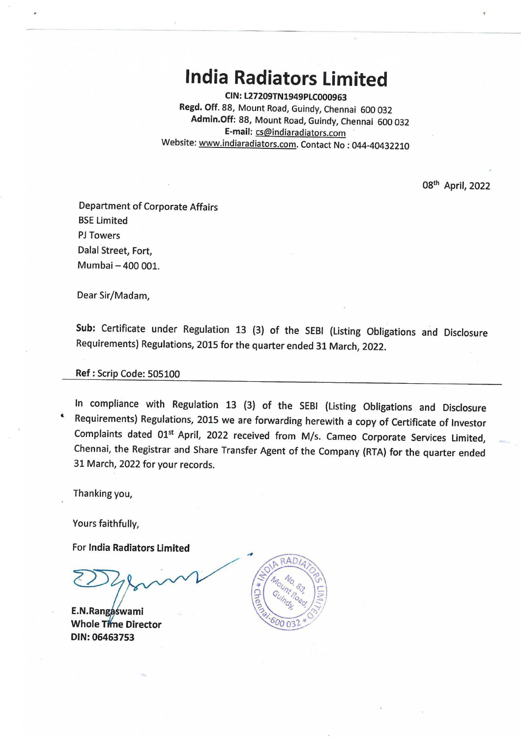# India Radiators Limited

**CIN: L27209TN1949PLC000963**
**Regd. Off.** 88, Mount Road, Guindy, Chennai 600 032
**Admin.Off:** 88, Mount Road, Guindy, Chennai 600 032
**E-mail:** cs@indiaradiators.com
Website: www.indiaradiators.com. Contact No : 044-40432210

08th April, 2022

Department of Corporate Affairs
BSE Limited
PJ Towers
Dalal Street, Fort,
Mumbai – 400 001.

Dear Sir/Madam,

**Sub:** Certificate under Regulation 13 (3) of the SEBI (Listing Obligations and Disclosure Requirements) Regulations, 2015 for the quarter ended 31 March, 2022.

**Ref :** Scrip Code: 505100

In compliance with Regulation 13 (3) of the SEBI (Listing Obligations and Disclosure Requirements) Regulations, 2015 we are forwarding herewith a copy of Certificate of Investor Complaints dated 01st April, 2022 received from M/s. Cameo Corporate Services Limited, Chennai, the Registrar and Share Transfer Agent of the Company (RTA) for the quarter ended 31 March, 2022 for your records.

Thanking you,

Yours faithfully,

For **India Radiators Limited**

**E.N.Rangaswami**
**Whole Time Director**
**DIN: 06463753**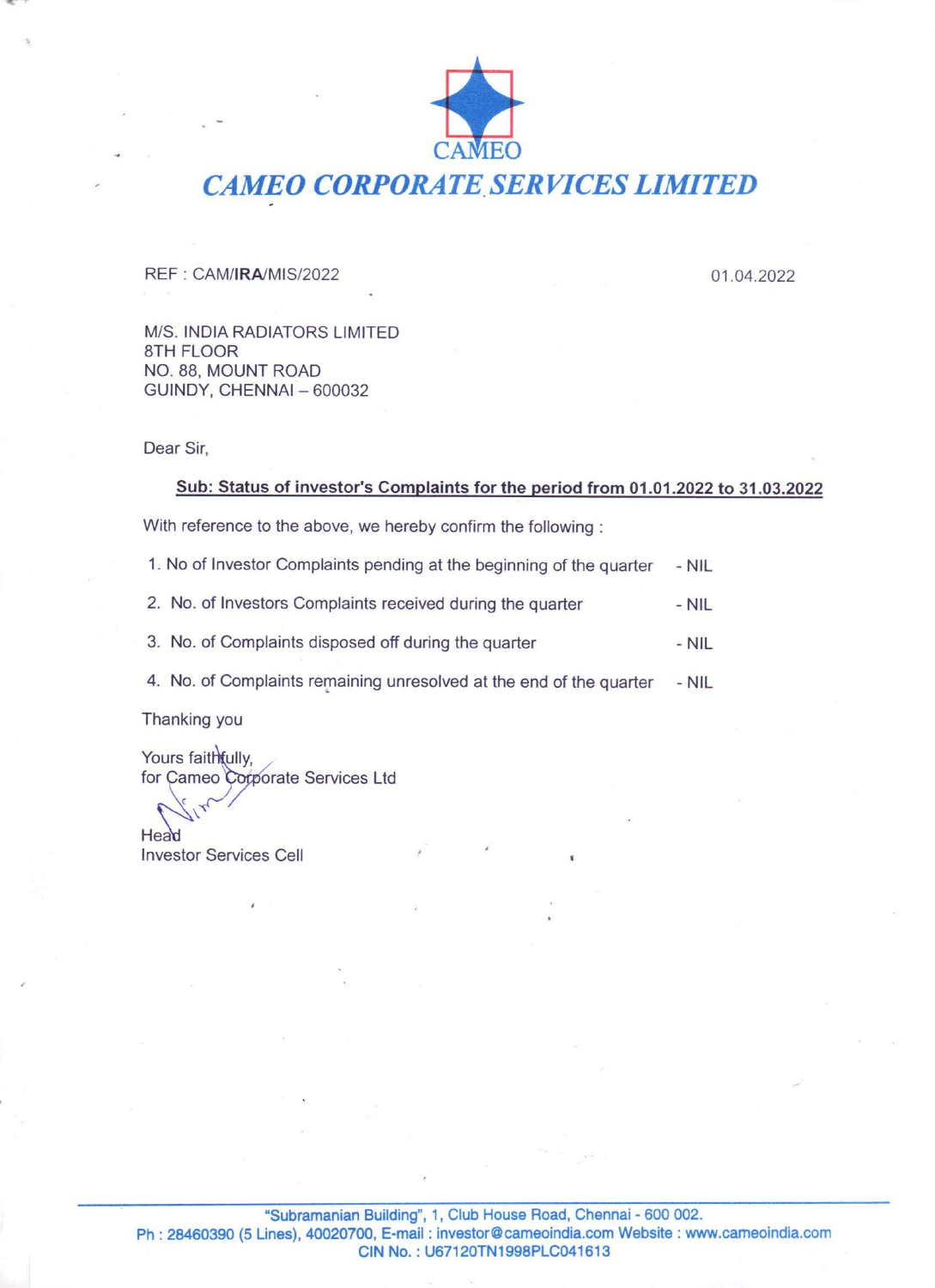CAMEO

# CAMEO CORPORATE SERVICES LIMITED

REF : CAM/IRA/MIS/2022

01.04.2022

M/S. INDIA RADIATORS LIMITED
8TH FLOOR
NO. 88, MOUNT ROAD
GUINDY, CHENNAI – 600032

Dear Sir,

**Sub: Status of investor's Complaints for the period from 01.01.2022 to 31.03.2022**

With reference to the above, we hereby confirm the following :

1. No of Investor Complaints pending at the beginning of the quarter - NIL
2. No. of Investors Complaints received during the quarter - NIL
3. No. of Complaints disposed off during the quarter - NIL
4. No. of Complaints remaining unresolved at the end of the quarter - NIL

Thanking you

Yours faithfully,
for Cameo Corporate Services Ltd

Head
Investor Services Cell

"Subramanian Building", 1, Club House Road, Chennai - 600 002.
Ph : 28460390 (5 Lines), 40020700, E-mail : investor@cameoindia.com Website : www.cameoindia.com
CIN No. : U67120TN1998PLC041613